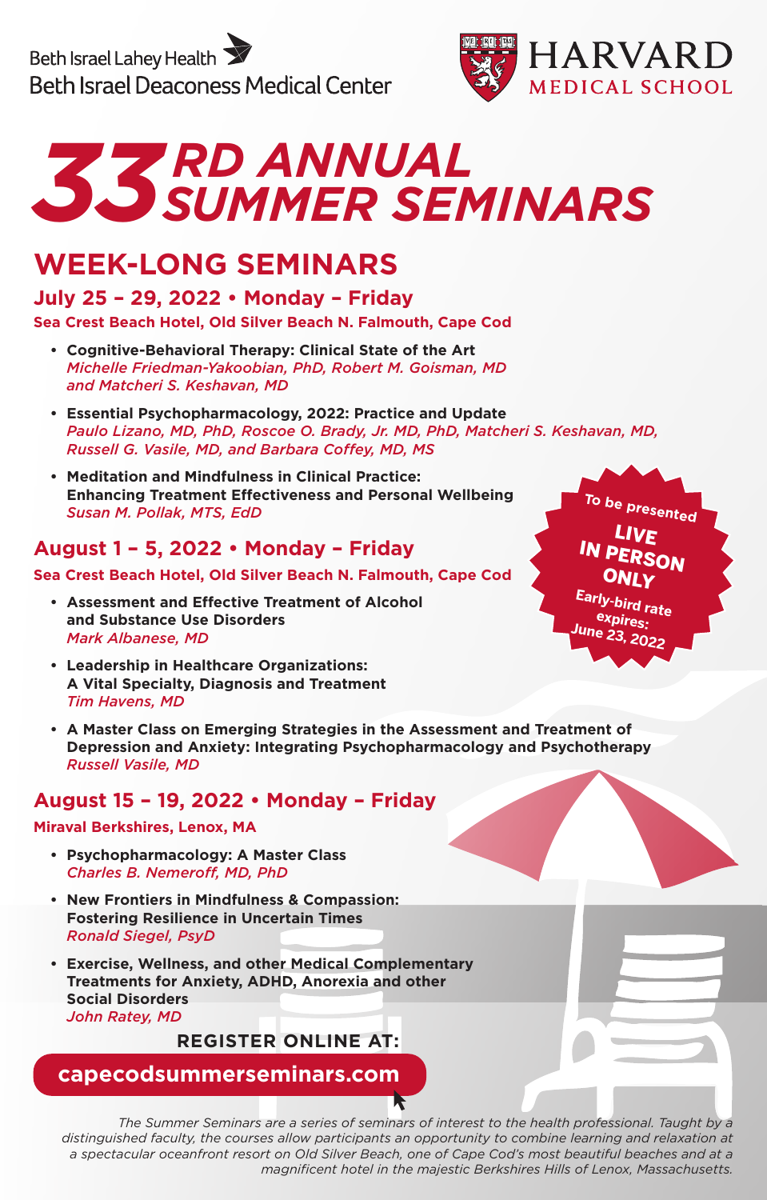Beth Israel Lahey Health
Beth Israel Deaconess Medical Center

HARVARD MEDICAL SCHOOL

# 33RD ANNUAL SUMMER SEMINARS

## WEEK-LONG SEMINARS

### July 25 – 29, 2022 • Monday – Friday

**Sea Crest Beach Hotel, Old Silver Beach N. Falmouth, Cape Cod**

- **Cognitive-Behavioral Therapy: Clinical State of the Art**
  *Michelle Friedman-Yakoobian, PhD, Robert M. Goisman, MD and Matcheri S. Keshavan, MD*
- **Essential Psychopharmacology, 2022: Practice and Update**
  *Paulo Lizano, MD, PhD, Roscoe O. Brady, Jr. MD, PhD, Matcheri S. Keshavan, MD, Russell G. Vasile, MD, and Barbara Coffey, MD, MS*
- **Meditation and Mindfulness in Clinical Practice: Enhancing Treatment Effectiveness and Personal Wellbeing**
  *Susan M. Pollak, MTS, EdD*

To be presented **LIVE IN PERSON ONLY**
Early-bird rate expires: June 23, 2022

### August 1 – 5, 2022 • Monday – Friday

**Sea Crest Beach Hotel, Old Silver Beach N. Falmouth, Cape Cod**

- **Assessment and Effective Treatment of Alcohol and Substance Use Disorders**
  *Mark Albanese, MD*
- **Leadership in Healthcare Organizations: A Vital Specialty, Diagnosis and Treatment**
  *Tim Havens, MD*
- **A Master Class on Emerging Strategies in the Assessment and Treatment of Depression and Anxiety: Integrating Psychopharmacology and Psychotherapy**
  *Russell Vasile, MD*

### August 15 – 19, 2022 • Monday – Friday

**Miraval Berkshires, Lenox, MA**

- **Psychopharmacology: A Master Class**
  *Charles B. Nemeroff, MD, PhD*
- **New Frontiers in Mindfulness & Compassion: Fostering Resilience in Uncertain Times**
  *Ronald Siegel, PsyD*
- **Exercise, Wellness, and other Medical Complementary Treatments for Anxiety, ADHD, Anorexia and other Social Disorders**
  *John Ratey, MD*

**REGISTER ONLINE AT:**

**capecodsummerseminars.com**

*The Summer Seminars are a series of seminars of interest to the health professional. Taught by a distinguished faculty, the courses allow participants an opportunity to combine learning and relaxation at a spectacular oceanfront resort on Old Silver Beach, one of Cape Cod's most beautiful beaches and at a magnificent hotel in the majestic Berkshires Hills of Lenox, Massachusetts.*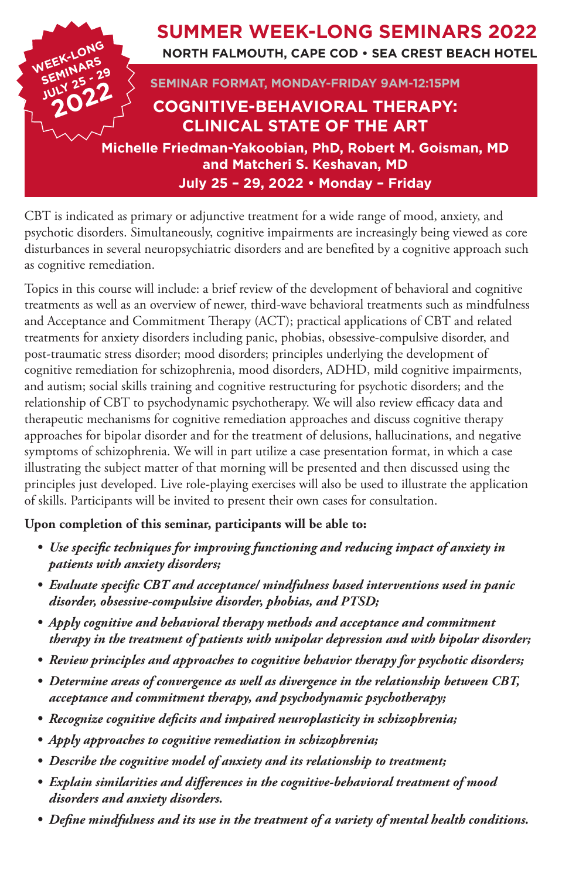WEEK-LONG SEMINARS JULY 25 - 29 2022

# SUMMER WEEK-LONG SEMINARS 2022

**NORTH FALMOUTH, CAPE COD • SEA CREST BEACH HOTEL**

**SEMINAR FORMAT, MONDAY-FRIDAY 9AM-12:15PM**

## COGNITIVE-BEHAVIORAL THERAPY: CLINICAL STATE OF THE ART

**Michelle Friedman-Yakoobian, PhD, Robert M. Goisman, MD and Matcheri S. Keshavan, MD**

**July 25 – 29, 2022 • Monday – Friday**

CBT is indicated as primary or adjunctive treatment for a wide range of mood, anxiety, and psychotic disorders. Simultaneously, cognitive impairments are increasingly being viewed as core disturbances in several neuropsychiatric disorders and are benefited by a cognitive approach such as cognitive remediation.

Topics in this course will include: a brief review of the development of behavioral and cognitive treatments as well as an overview of newer, third-wave behavioral treatments such as mindfulness and Acceptance and Commitment Therapy (ACT); practical applications of CBT and related treatments for anxiety disorders including panic, phobias, obsessive-compulsive disorder, and post-traumatic stress disorder; mood disorders; principles underlying the development of cognitive remediation for schizophrenia, mood disorders, ADHD, mild cognitive impairments, and autism; social skills training and cognitive restructuring for psychotic disorders; and the relationship of CBT to psychodynamic psychotherapy. We will also review efficacy data and therapeutic mechanisms for cognitive remediation approaches and discuss cognitive therapy approaches for bipolar disorder and for the treatment of delusions, hallucinations, and negative symptoms of schizophrenia. We will in part utilize a case presentation format, in which a case illustrating the subject matter of that morning will be presented and then discussed using the principles just developed. Live role-playing exercises will also be used to illustrate the application of skills. Participants will be invited to present their own cases for consultation.

**Upon completion of this seminar, participants will be able to:**

- ***Use specific techniques for improving functioning and reducing impact of anxiety in patients with anxiety disorders;***
- ***Evaluate specific CBT and acceptance/ mindfulness based interventions used in panic disorder, obsessive-compulsive disorder, phobias, and PTSD;***
- ***Apply cognitive and behavioral therapy methods and acceptance and commitment therapy in the treatment of patients with unipolar depression and with bipolar disorder;***
- ***Review principles and approaches to cognitive behavior therapy for psychotic disorders;***
- ***Determine areas of convergence as well as divergence in the relationship between CBT, acceptance and commitment therapy, and psychodynamic psychotherapy;***
- ***Recognize cognitive deficits and impaired neuroplasticity in schizophrenia;***
- ***Apply approaches to cognitive remediation in schizophrenia;***
- ***Describe the cognitive model of anxiety and its relationship to treatment;***
- ***Explain similarities and differences in the cognitive-behavioral treatment of mood disorders and anxiety disorders.***
- ***Define mindfulness and its use in the treatment of a variety of mental health conditions.***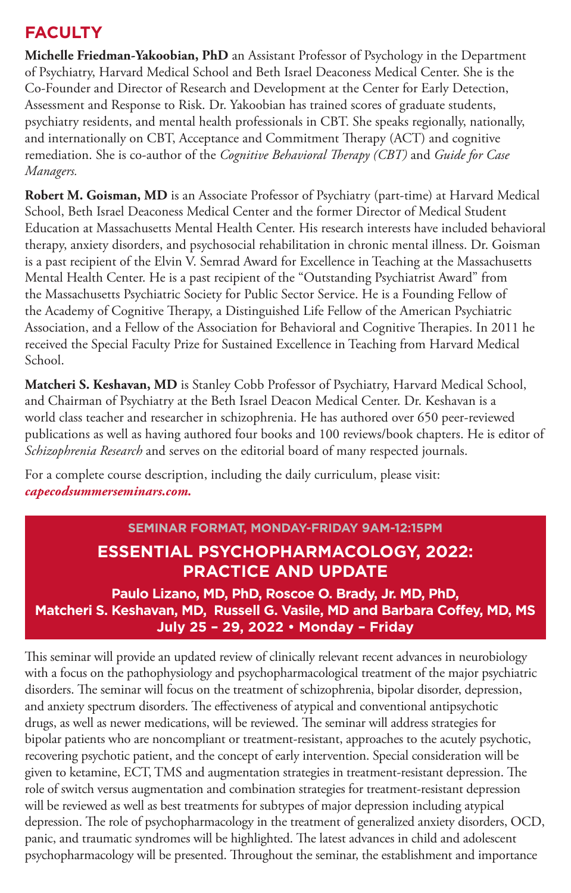## FACULTY

**Michelle Friedman-Yakoobian, PhD** an Assistant Professor of Psychology in the Department of Psychiatry, Harvard Medical School and Beth Israel Deaconess Medical Center. She is the Co-Founder and Director of Research and Development at the Center for Early Detection, Assessment and Response to Risk. Dr. Yakoobian has trained scores of graduate students, psychiatry residents, and mental health professionals in CBT. She speaks regionally, nationally, and internationally on CBT, Acceptance and Commitment Therapy (ACT) and cognitive remediation. She is co-author of the *Cognitive Behavioral Therapy (CBT)* and *Guide for Case Managers.*

**Robert M. Goisman, MD** is an Associate Professor of Psychiatry (part-time) at Harvard Medical School, Beth Israel Deaconess Medical Center and the former Director of Medical Student Education at Massachusetts Mental Health Center. His research interests have included behavioral therapy, anxiety disorders, and psychosocial rehabilitation in chronic mental illness. Dr. Goisman is a past recipient of the Elvin V. Semrad Award for Excellence in Teaching at the Massachusetts Mental Health Center. He is a past recipient of the "Outstanding Psychiatrist Award" from the Massachusetts Psychiatric Society for Public Sector Service. He is a Founding Fellow of the Academy of Cognitive Therapy, a Distinguished Life Fellow of the American Psychiatric Association, and a Fellow of the Association for Behavioral and Cognitive Therapies. In 2011 he received the Special Faculty Prize for Sustained Excellence in Teaching from Harvard Medical School.

**Matcheri S. Keshavan, MD** is Stanley Cobb Professor of Psychiatry, Harvard Medical School, and Chairman of Psychiatry at the Beth Israel Deacon Medical Center. Dr. Keshavan is a world class teacher and researcher in schizophrenia. He has authored over 650 peer-reviewed publications as well as having authored four books and 100 reviews/book chapters. He is editor of *Schizophrenia Research* and serves on the editorial board of many respected journals.

For a complete course description, including the daily curriculum, please visit: ***capecodsummerseminars.com.***

**SEMINAR FORMAT, MONDAY-FRIDAY 9AM-12:15PM**

## ESSENTIAL PSYCHOPHARMACOLOGY, 2022: PRACTICE AND UPDATE

**Paulo Lizano, MD, PhD, Roscoe O. Brady, Jr. MD, PhD, Matcheri S. Keshavan, MD, Russell G. Vasile, MD and Barbara Coffey, MD, MS**
**July 25 – 29, 2022 • Monday – Friday**

This seminar will provide an updated review of clinically relevant recent advances in neurobiology with a focus on the pathophysiology and psychopharmacological treatment of the major psychiatric disorders. The seminar will focus on the treatment of schizophrenia, bipolar disorder, depression, and anxiety spectrum disorders. The effectiveness of atypical and conventional antipsychotic drugs, as well as newer medications, will be reviewed. The seminar will address strategies for bipolar patients who are noncompliant or treatment-resistant, approaches to the acutely psychotic, recovering psychotic patient, and the concept of early intervention. Special consideration will be given to ketamine, ECT, TMS and augmentation strategies in treatment-resistant depression. The role of switch versus augmentation and combination strategies for treatment-resistant depression will be reviewed as well as best treatments for subtypes of major depression including atypical depression. The role of psychopharmacology in the treatment of generalized anxiety disorders, OCD, panic, and traumatic syndromes will be highlighted. The latest advances in child and adolescent psychopharmacology will be presented. Throughout the seminar, the establishment and importance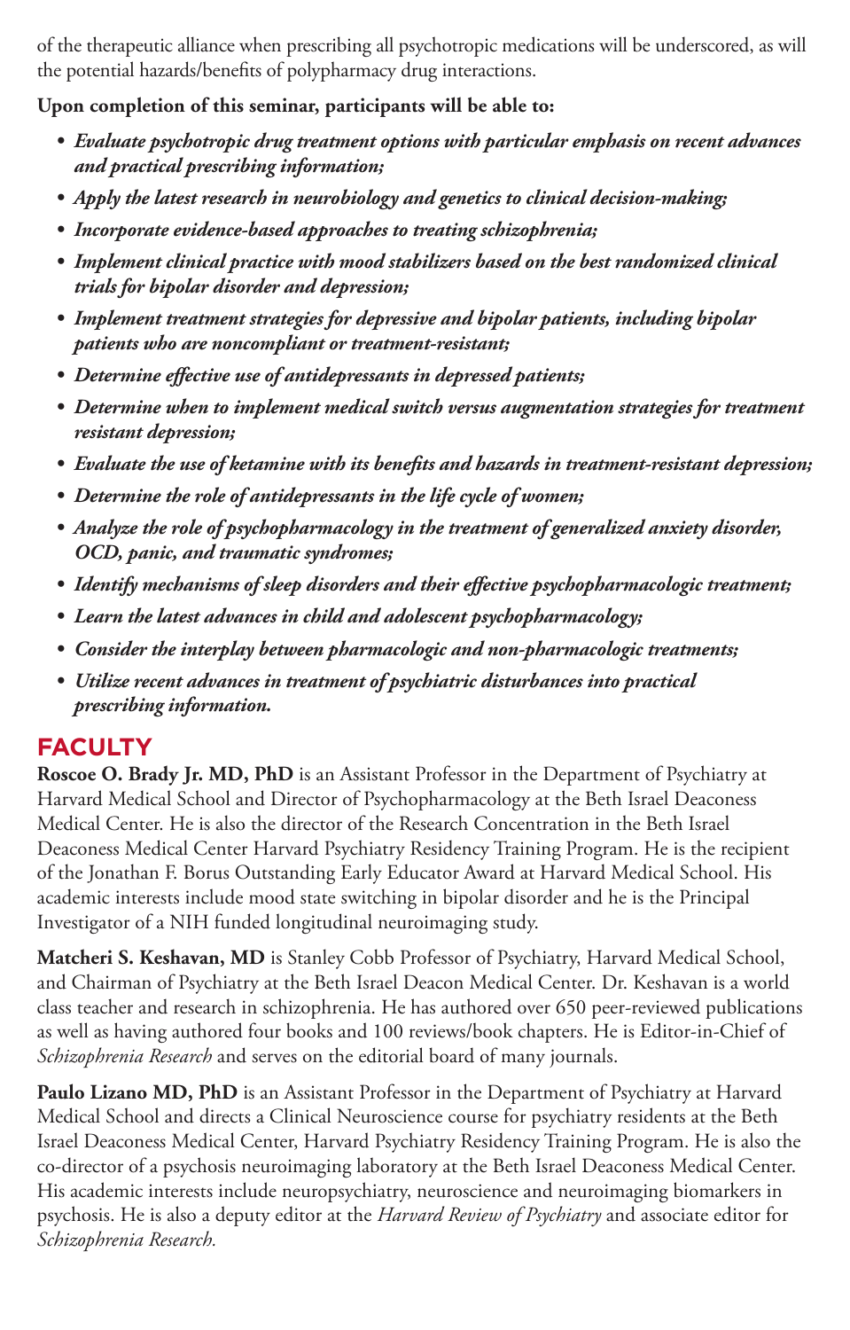of the therapeutic alliance when prescribing all psychotropic medications will be underscored, as will the potential hazards/benefits of polypharmacy drug interactions.

**Upon completion of this seminar, participants will be able to:**

- ***Evaluate psychotropic drug treatment options with particular emphasis on recent advances and practical prescribing information;***
- ***Apply the latest research in neurobiology and genetics to clinical decision-making;***
- ***Incorporate evidence-based approaches to treating schizophrenia;***
- ***Implement clinical practice with mood stabilizers based on the best randomized clinical trials for bipolar disorder and depression;***
- ***Implement treatment strategies for depressive and bipolar patients, including bipolar patients who are noncompliant or treatment-resistant;***
- ***Determine effective use of antidepressants in depressed patients;***
- ***Determine when to implement medical switch versus augmentation strategies for treatment resistant depression;***
- ***Evaluate the use of ketamine with its benefits and hazards in treatment-resistant depression;***
- ***Determine the role of antidepressants in the life cycle of women;***
- ***Analyze the role of psychopharmacology in the treatment of generalized anxiety disorder, OCD, panic, and traumatic syndromes;***
- ***Identify mechanisms of sleep disorders and their effective psychopharmacologic treatment;***
- ***Learn the latest advances in child and adolescent psychopharmacology;***
- ***Consider the interplay between pharmacologic and non-pharmacologic treatments;***
- ***Utilize recent advances in treatment of psychiatric disturbances into practical prescribing information.***

## FACULTY

**Roscoe O. Brady Jr. MD, PhD** is an Assistant Professor in the Department of Psychiatry at Harvard Medical School and Director of Psychopharmacology at the Beth Israel Deaconess Medical Center. He is also the director of the Research Concentration in the Beth Israel Deaconess Medical Center Harvard Psychiatry Residency Training Program. He is the recipient of the Jonathan F. Borus Outstanding Early Educator Award at Harvard Medical School. His academic interests include mood state switching in bipolar disorder and he is the Principal Investigator of a NIH funded longitudinal neuroimaging study.

**Matcheri S. Keshavan, MD** is Stanley Cobb Professor of Psychiatry, Harvard Medical School, and Chairman of Psychiatry at the Beth Israel Deacon Medical Center. Dr. Keshavan is a world class teacher and research in schizophrenia. He has authored over 650 peer-reviewed publications as well as having authored four books and 100 reviews/book chapters. He is Editor-in-Chief of *Schizophrenia Research* and serves on the editorial board of many journals.

**Paulo Lizano MD, PhD** is an Assistant Professor in the Department of Psychiatry at Harvard Medical School and directs a Clinical Neuroscience course for psychiatry residents at the Beth Israel Deaconess Medical Center, Harvard Psychiatry Residency Training Program. He is also the co-director of a psychosis neuroimaging laboratory at the Beth Israel Deaconess Medical Center. His academic interests include neuropsychiatry, neuroscience and neuroimaging biomarkers in psychosis. He is also a deputy editor at the *Harvard Review of Psychiatry* and associate editor for *Schizophrenia Research.*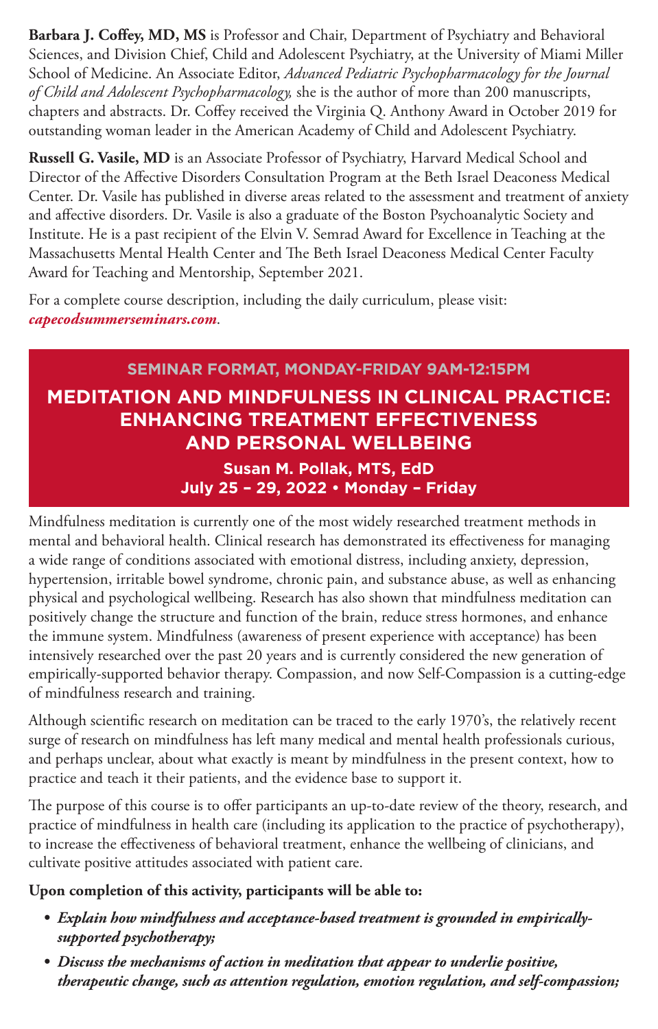**Barbara J. Coffey, MD, MS** is Professor and Chair, Department of Psychiatry and Behavioral Sciences, and Division Chief, Child and Adolescent Psychiatry, at the University of Miami Miller School of Medicine. An Associate Editor, *Advanced Pediatric Psychopharmacology for the Journal of Child and Adolescent Psychopharmacology,* she is the author of more than 200 manuscripts, chapters and abstracts. Dr. Coffey received the Virginia Q. Anthony Award in October 2019 for outstanding woman leader in the American Academy of Child and Adolescent Psychiatry.

**Russell G. Vasile, MD** is an Associate Professor of Psychiatry, Harvard Medical School and Director of the Affective Disorders Consultation Program at the Beth Israel Deaconess Medical Center. Dr. Vasile has published in diverse areas related to the assessment and treatment of anxiety and affective disorders. Dr. Vasile is also a graduate of the Boston Psychoanalytic Society and Institute. He is a past recipient of the Elvin V. Semrad Award for Excellence in Teaching at the Massachusetts Mental Health Center and The Beth Israel Deaconess Medical Center Faculty Award for Teaching and Mentorship, September 2021.

For a complete course description, including the daily curriculum, please visit: ***capecodsummerseminars.com***.

### SEMINAR FORMAT, MONDAY-FRIDAY 9AM-12:15PM

## MEDITATION AND MINDFULNESS IN CLINICAL PRACTICE: ENHANCING TREATMENT EFFECTIVENESS AND PERSONAL WELLBEING

**Susan M. Pollak, MTS, EdD**
**July 25 – 29, 2022 • Monday – Friday**

Mindfulness meditation is currently one of the most widely researched treatment methods in mental and behavioral health. Clinical research has demonstrated its effectiveness for managing a wide range of conditions associated with emotional distress, including anxiety, depression, hypertension, irritable bowel syndrome, chronic pain, and substance abuse, as well as enhancing physical and psychological wellbeing. Research has also shown that mindfulness meditation can positively change the structure and function of the brain, reduce stress hormones, and enhance the immune system. Mindfulness (awareness of present experience with acceptance) has been intensively researched over the past 20 years and is currently considered the new generation of empirically-supported behavior therapy. Compassion, and now Self-Compassion is a cutting-edge of mindfulness research and training.

Although scientific research on meditation can be traced to the early 1970's, the relatively recent surge of research on mindfulness has left many medical and mental health professionals curious, and perhaps unclear, about what exactly is meant by mindfulness in the present context, how to practice and teach it their patients, and the evidence base to support it.

The purpose of this course is to offer participants an up-to-date review of the theory, research, and practice of mindfulness in health care (including its application to the practice of psychotherapy), to increase the effectiveness of behavioral treatment, enhance the wellbeing of clinicians, and cultivate positive attitudes associated with patient care.

**Upon completion of this activity, participants will be able to:**

- ***Explain how mindfulness and acceptance-based treatment is grounded in empirically-supported psychotherapy;***
- ***Discuss the mechanisms of action in meditation that appear to underlie positive, therapeutic change, such as attention regulation, emotion regulation, and self-compassion;***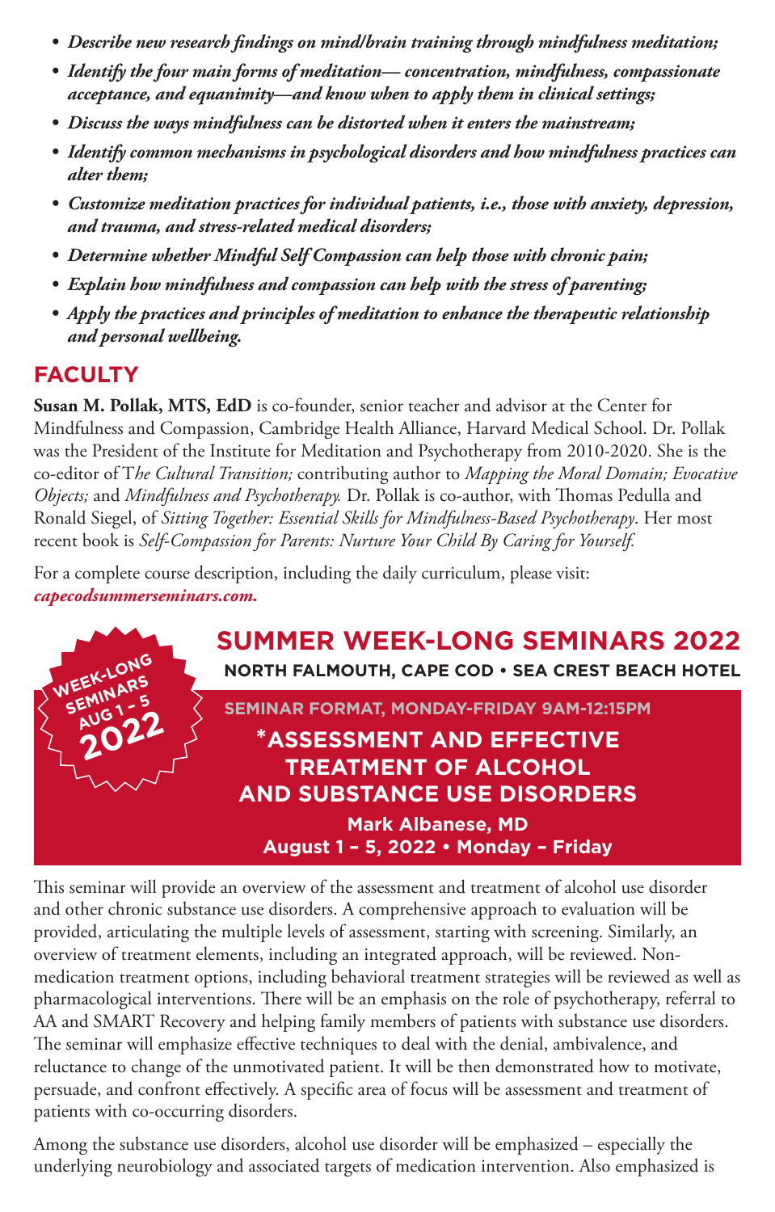- *Describe new research findings on mind/brain training through mindfulness meditation;*
- *Identify the four main forms of meditation— concentration, mindfulness, compassionate acceptance, and equanimity—and know when to apply them in clinical settings;*
- *Discuss the ways mindfulness can be distorted when it enters the mainstream;*
- *Identify common mechanisms in psychological disorders and how mindfulness practices can alter them;*
- *Customize meditation practices for individual patients, i.e., those with anxiety, depression, and trauma, and stress-related medical disorders;*
- *Determine whether Mindful Self Compassion can help those with chronic pain;*
- *Explain how mindfulness and compassion can help with the stress of parenting;*
- *Apply the practices and principles of meditation to enhance the therapeutic relationship and personal wellbeing.*

## FACULTY

**Susan M. Pollak, MTS, EdD** is co-founder, senior teacher and advisor at the Center for Mindfulness and Compassion, Cambridge Health Alliance, Harvard Medical School. Dr. Pollak was the President of the Institute for Meditation and Psychotherapy from 2010-2020. She is the co-editor of T*he Cultural Transition;* contributing author to *Mapping the Moral Domain; Evocative Objects;* and *Mindfulness and Psychotherapy.* Dr. Pollak is co-author, with Thomas Pedulla and Ronald Siegel, of *Sitting Together: Essential Skills for Mindfulness-Based Psychotherapy*. Her most recent book is *Self-Compassion for Parents: Nurture Your Child By Caring for Yourself.*

For a complete course description, including the daily curriculum, please visit: ***capecodsummerseminars.com.***

WEEK-LONG SEMINARS AUG 1 – 5 2022

## SUMMER WEEK-LONG SEMINARS 2022

**NORTH FALMOUTH, CAPE COD • SEA CREST BEACH HOTEL**

**SEMINAR FORMAT, MONDAY-FRIDAY 9AM-12:15PM**

## *ASSESSMENT AND EFFECTIVE TREATMENT OF ALCOHOL AND SUBSTANCE USE DISORDERS

**Mark Albanese, MD**
**August 1 – 5, 2022 • Monday – Friday**

This seminar will provide an overview of the assessment and treatment of alcohol use disorder and other chronic substance use disorders. A comprehensive approach to evaluation will be provided, articulating the multiple levels of assessment, starting with screening. Similarly, an overview of treatment elements, including an integrated approach, will be reviewed. Non-medication treatment options, including behavioral treatment strategies will be reviewed as well as pharmacological interventions. There will be an emphasis on the role of psychotherapy, referral to AA and SMART Recovery and helping family members of patients with substance use disorders. The seminar will emphasize effective techniques to deal with the denial, ambivalence, and reluctance to change of the unmotivated patient. It will be then demonstrated how to motivate, persuade, and confront effectively. A specific area of focus will be assessment and treatment of patients with co-occurring disorders.

Among the substance use disorders, alcohol use disorder will be emphasized – especially the underlying neurobiology and associated targets of medication intervention. Also emphasized is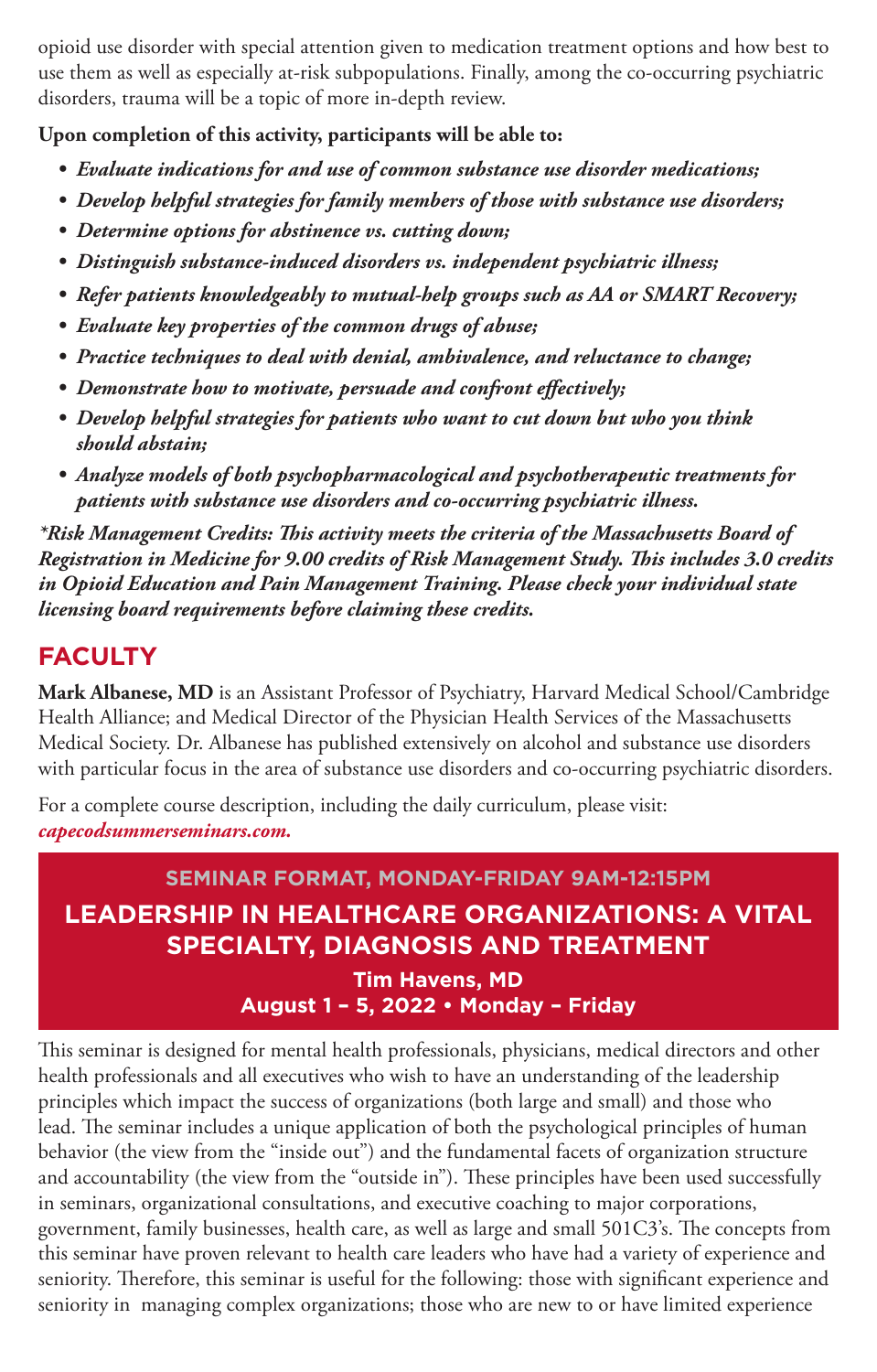opioid use disorder with special attention given to medication treatment options and how best to use them as well as especially at-risk subpopulations. Finally, among the co-occurring psychiatric disorders, trauma will be a topic of more in-depth review.

**Upon completion of this activity, participants will be able to:**

- ***Evaluate indications for and use of common substance use disorder medications;***
- ***Develop helpful strategies for family members of those with substance use disorders;***
- ***Determine options for abstinence vs. cutting down;***
- ***Distinguish substance-induced disorders vs. independent psychiatric illness;***
- ***Refer patients knowledgeably to mutual-help groups such as AA or SMART Recovery;***
- ***Evaluate key properties of the common drugs of abuse;***
- ***Practice techniques to deal with denial, ambivalence, and reluctance to change;***
- ***Demonstrate how to motivate, persuade and confront effectively;***
- ***Develop helpful strategies for patients who want to cut down but who you think should abstain;***
- ***Analyze models of both psychopharmacological and psychotherapeutic treatments for patients with substance use disorders and co-occurring psychiatric illness.***

***\*Risk Management Credits: This activity meets the criteria of the Massachusetts Board of Registration in Medicine for 9.00 credits of Risk Management Study. This includes 3.0 credits in Opioid Education and Pain Management Training. Please check your individual state licensing board requirements before claiming these credits.***

## FACULTY

**Mark Albanese, MD** is an Assistant Professor of Psychiatry, Harvard Medical School/Cambridge Health Alliance; and Medical Director of the Physician Health Services of the Massachusetts Medical Society. Dr. Albanese has published extensively on alcohol and substance use disorders with particular focus in the area of substance use disorders and co-occurring psychiatric disorders.

For a complete course description, including the daily curriculum, please visit: ***capecodsummerseminars.com.***

### SEMINAR FORMAT, MONDAY-FRIDAY 9AM-12:15PM

## LEADERSHIP IN HEALTHCARE ORGANIZATIONS: A VITAL SPECIALTY, DIAGNOSIS AND TREATMENT

**Tim Havens, MD**
**August 1 – 5, 2022 • Monday – Friday**

This seminar is designed for mental health professionals, physicians, medical directors and other health professionals and all executives who wish to have an understanding of the leadership principles which impact the success of organizations (both large and small) and those who lead. The seminar includes a unique application of both the psychological principles of human behavior (the view from the "inside out") and the fundamental facets of organization structure and accountability (the view from the "outside in"). These principles have been used successfully in seminars, organizational consultations, and executive coaching to major corporations, government, family businesses, health care, as well as large and small 501C3's. The concepts from this seminar have proven relevant to health care leaders who have had a variety of experience and seniority. Therefore, this seminar is useful for the following: those with significant experience and seniority in managing complex organizations; those who are new to or have limited experience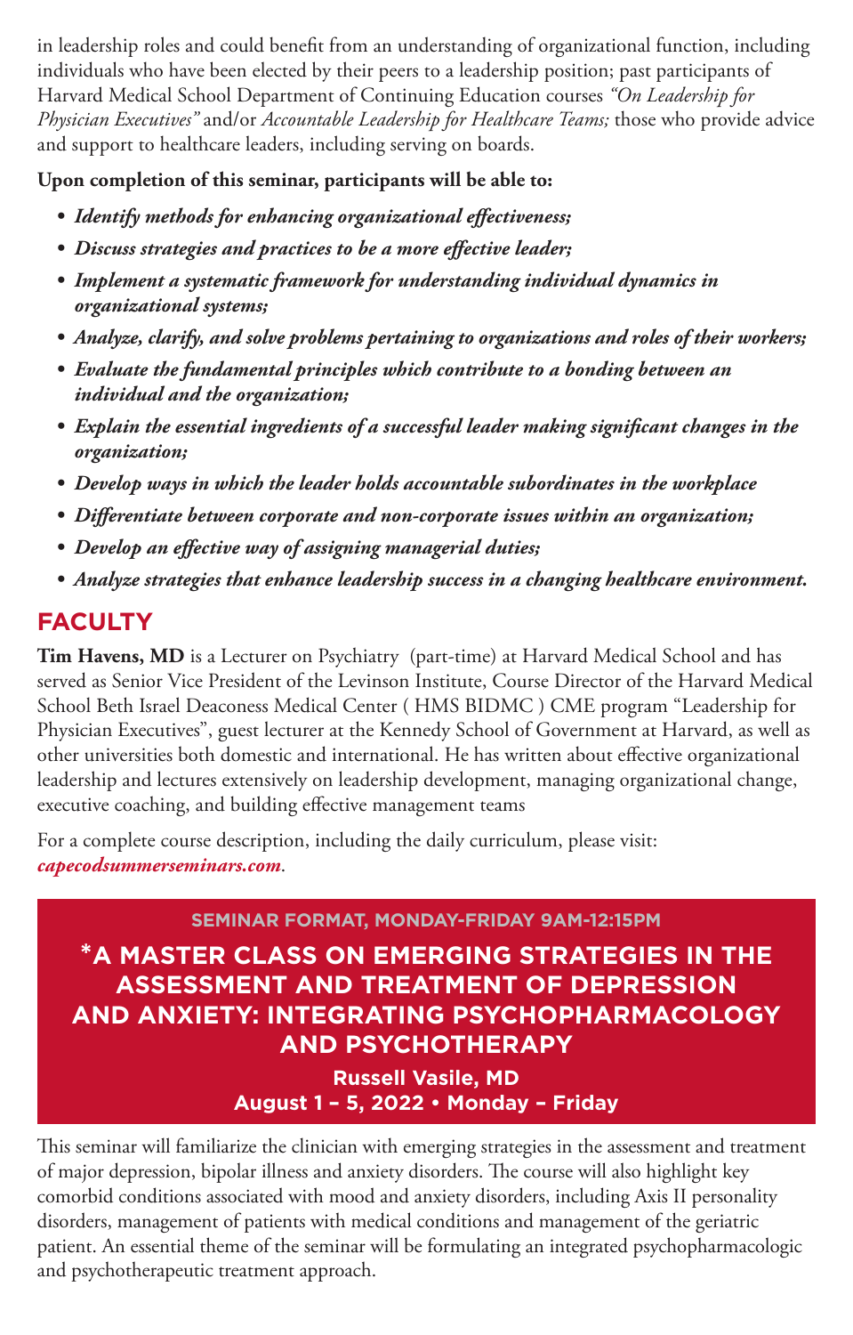in leadership roles and could benefit from an understanding of organizational function, including individuals who have been elected by their peers to a leadership position; past participants of Harvard Medical School Department of Continuing Education courses *"On Leadership for Physician Executives"* and/or *Accountable Leadership for Healthcare Teams;* those who provide advice and support to healthcare leaders, including serving on boards.

**Upon completion of this seminar, participants will be able to:**

- ***Identify methods for enhancing organizational effectiveness;***
- ***Discuss strategies and practices to be a more effective leader;***
- ***Implement a systematic framework for understanding individual dynamics in organizational systems;***
- ***Analyze, clarify, and solve problems pertaining to organizations and roles of their workers;***
- ***Evaluate the fundamental principles which contribute to a bonding between an individual and the organization;***
- ***Explain the essential ingredients of a successful leader making significant changes in the organization;***
- ***Develop ways in which the leader holds accountable subordinates in the workplace***
- ***Differentiate between corporate and non-corporate issues within an organization;***
- ***Develop an effective way of assigning managerial duties;***
- ***Analyze strategies that enhance leadership success in a changing healthcare environment.***

## FACULTY

**Tim Havens, MD** is a Lecturer on Psychiatry (part-time) at Harvard Medical School and has served as Senior Vice President of the Levinson Institute, Course Director of the Harvard Medical School Beth Israel Deaconess Medical Center ( HMS BIDMC ) CME program "Leadership for Physician Executives", guest lecturer at the Kennedy School of Government at Harvard, as well as other universities both domestic and international. He has written about effective organizational leadership and lectures extensively on leadership development, managing organizational change, executive coaching, and building effective management teams

For a complete course description, including the daily curriculum, please visit: ***capecodsummerseminars.com***.

**SEMINAR FORMAT, MONDAY-FRIDAY 9AM-12:15PM**

## *A MASTER CLASS ON EMERGING STRATEGIES IN THE ASSESSMENT AND TREATMENT OF DEPRESSION AND ANXIETY: INTEGRATING PSYCHOPHARMACOLOGY AND PSYCHOTHERAPY

**Russell Vasile, MD**
**August 1 – 5, 2022 • Monday – Friday**

This seminar will familiarize the clinician with emerging strategies in the assessment and treatment of major depression, bipolar illness and anxiety disorders. The course will also highlight key comorbid conditions associated with mood and anxiety disorders, including Axis II personality disorders, management of patients with medical conditions and management of the geriatric patient. An essential theme of the seminar will be formulating an integrated psychopharmacologic and psychotherapeutic treatment approach.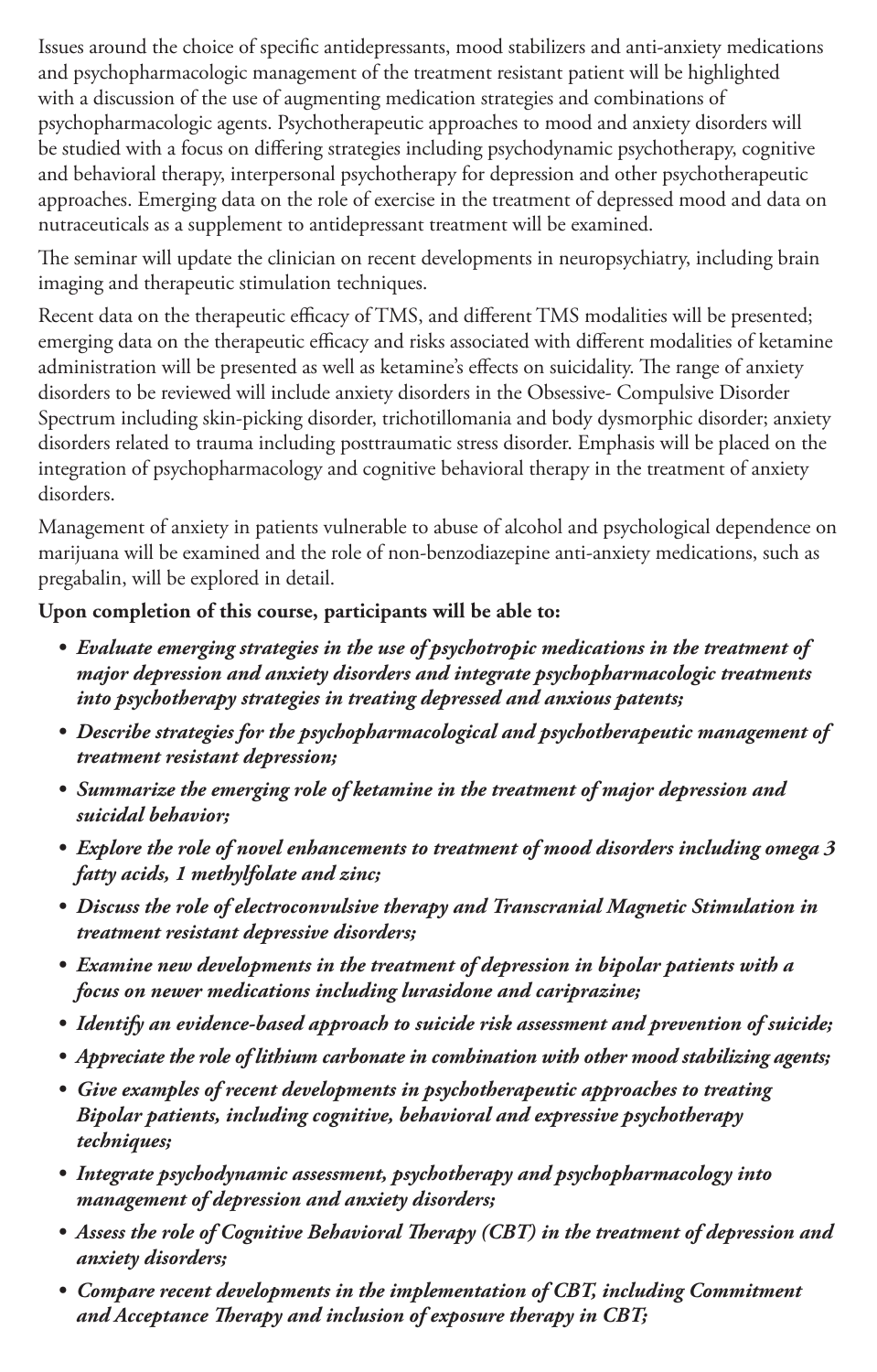Issues around the choice of specific antidepressants, mood stabilizers and anti-anxiety medications and psychopharmacologic management of the treatment resistant patient will be highlighted with a discussion of the use of augmenting medication strategies and combinations of psychopharmacologic agents. Psychotherapeutic approaches to mood and anxiety disorders will be studied with a focus on differing strategies including psychodynamic psychotherapy, cognitive and behavioral therapy, interpersonal psychotherapy for depression and other psychotherapeutic approaches. Emerging data on the role of exercise in the treatment of depressed mood and data on nutraceuticals as a supplement to antidepressant treatment will be examined.

The seminar will update the clinician on recent developments in neuropsychiatry, including brain imaging and therapeutic stimulation techniques.

Recent data on the therapeutic efficacy of TMS, and different TMS modalities will be presented; emerging data on the therapeutic efficacy and risks associated with different modalities of ketamine administration will be presented as well as ketamine's effects on suicidality. The range of anxiety disorders to be reviewed will include anxiety disorders in the Obsessive- Compulsive Disorder Spectrum including skin-picking disorder, trichotillomania and body dysmorphic disorder; anxiety disorders related to trauma including posttraumatic stress disorder. Emphasis will be placed on the integration of psychopharmacology and cognitive behavioral therapy in the treatment of anxiety disorders.

Management of anxiety in patients vulnerable to abuse of alcohol and psychological dependence on marijuana will be examined and the role of non-benzodiazepine anti-anxiety medications, such as pregabalin, will be explored in detail.

**Upon completion of this course, participants will be able to:**

- ***Evaluate emerging strategies in the use of psychotropic medications in the treatment of major depression and anxiety disorders and integrate psychopharmacologic treatments into psychotherapy strategies in treating depressed and anxious patents;***
- ***Describe strategies for the psychopharmacological and psychotherapeutic management of treatment resistant depression;***
- ***Summarize the emerging role of ketamine in the treatment of major depression and suicidal behavior;***
- ***Explore the role of novel enhancements to treatment of mood disorders including omega 3 fatty acids, 1 methylfolate and zinc;***
- ***Discuss the role of electroconvulsive therapy and Transcranial Magnetic Stimulation in treatment resistant depressive disorders;***
- ***Examine new developments in the treatment of depression in bipolar patients with a focus on newer medications including lurasidone and cariprazine;***
- ***Identify an evidence-based approach to suicide risk assessment and prevention of suicide;***
- ***Appreciate the role of lithium carbonate in combination with other mood stabilizing agents;***
- ***Give examples of recent developments in psychotherapeutic approaches to treating Bipolar patients, including cognitive, behavioral and expressive psychotherapy techniques;***
- ***Integrate psychodynamic assessment, psychotherapy and psychopharmacology into management of depression and anxiety disorders;***
- ***Assess the role of Cognitive Behavioral Therapy (CBT) in the treatment of depression and anxiety disorders;***
- ***Compare recent developments in the implementation of CBT, including Commitment and Acceptance Therapy and inclusion of exposure therapy in CBT;***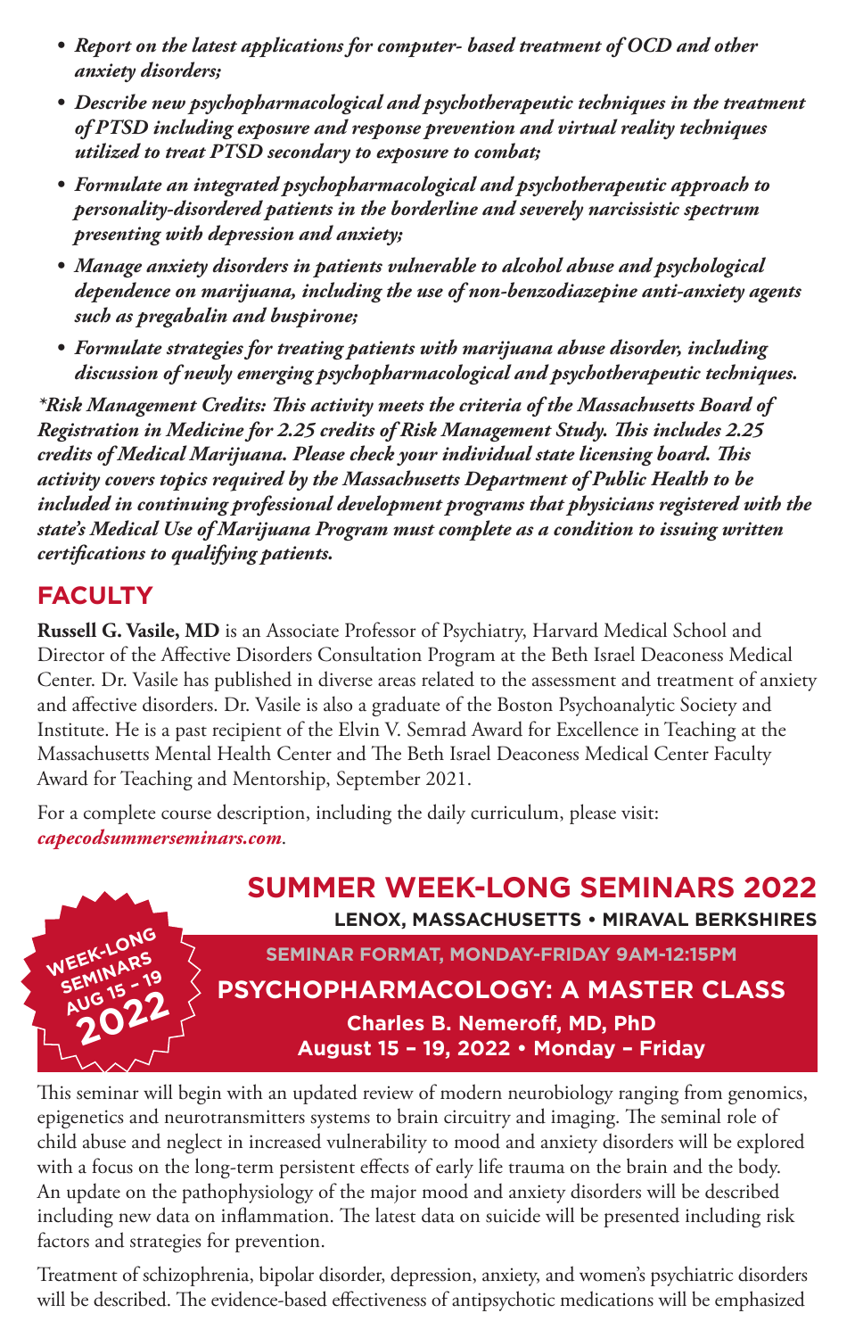- *Report on the latest applications for computer- based treatment of OCD and other anxiety disorders;*
- *Describe new psychopharmacological and psychotherapeutic techniques in the treatment of PTSD including exposure and response prevention and virtual reality techniques utilized to treat PTSD secondary to exposure to combat;*
- *Formulate an integrated psychopharmacological and psychotherapeutic approach to personality-disordered patients in the borderline and severely narcissistic spectrum presenting with depression and anxiety;*
- *Manage anxiety disorders in patients vulnerable to alcohol abuse and psychological dependence on marijuana, including the use of non-benzodiazepine anti-anxiety agents such as pregabalin and buspirone;*
- *Formulate strategies for treating patients with marijuana abuse disorder, including discussion of newly emerging psychopharmacological and psychotherapeutic techniques.*

***Risk Management Credits: This activity meets the criteria of the Massachusetts Board of Registration in Medicine for 2.25 credits of Risk Management Study. This includes 2.25 credits of Medical Marijuana. Please check your individual state licensing board. This activity covers topics required by the Massachusetts Department of Public Health to be included in continuing professional development programs that physicians registered with the state's Medical Use of Marijuana Program must complete as a condition to issuing written certifications to qualifying patients.***

## FACULTY

**Russell G. Vasile, MD** is an Associate Professor of Psychiatry, Harvard Medical School and Director of the Affective Disorders Consultation Program at the Beth Israel Deaconess Medical Center. Dr. Vasile has published in diverse areas related to the assessment and treatment of anxiety and affective disorders. Dr. Vasile is also a graduate of the Boston Psychoanalytic Society and Institute. He is a past recipient of the Elvin V. Semrad Award for Excellence in Teaching at the Massachusetts Mental Health Center and The Beth Israel Deaconess Medical Center Faculty Award for Teaching and Mentorship, September 2021.

For a complete course description, including the daily curriculum, please visit: ***capecodsummerseminars.com***.

WEEK-LONG SEMINARS AUG 15 - 19 2022

# SUMMER WEEK-LONG SEMINARS 2022

**LENOX, MASSACHUSETTS • MIRAVAL BERKSHIRES**

**SEMINAR FORMAT, MONDAY-FRIDAY 9AM-12:15PM**

## PSYCHOPHARMACOLOGY: A MASTER CLASS

**Charles B. Nemeroff, MD, PhD**

**August 15 – 19, 2022 • Monday – Friday**

This seminar will begin with an updated review of modern neurobiology ranging from genomics, epigenetics and neurotransmitters systems to brain circuitry and imaging. The seminal role of child abuse and neglect in increased vulnerability to mood and anxiety disorders will be explored with a focus on the long-term persistent effects of early life trauma on the brain and the body. An update on the pathophysiology of the major mood and anxiety disorders will be described including new data on inflammation. The latest data on suicide will be presented including risk factors and strategies for prevention.

Treatment of schizophrenia, bipolar disorder, depression, anxiety, and women's psychiatric disorders will be described. The evidence-based effectiveness of antipsychotic medications will be emphasized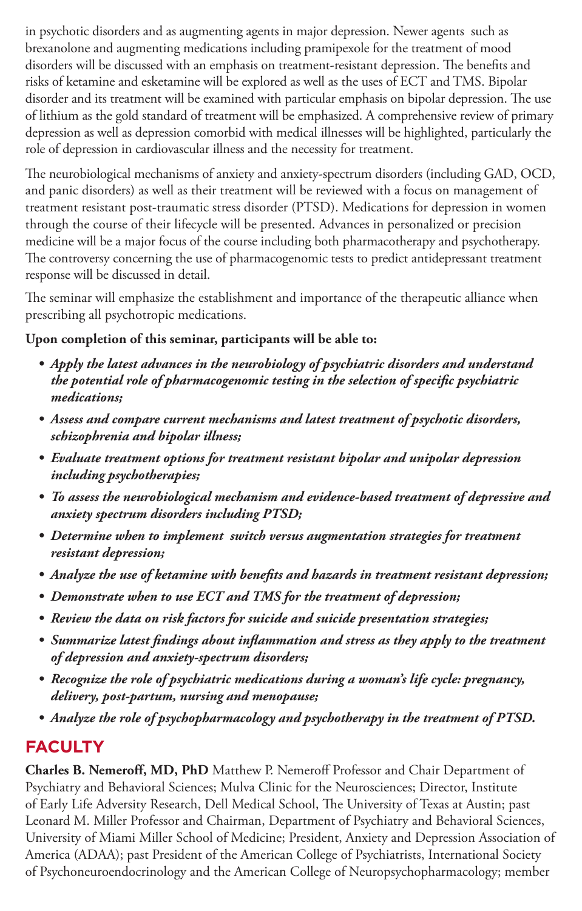in psychotic disorders and as augmenting agents in major depression. Newer agents such as brexanolone and augmenting medications including pramipexole for the treatment of mood disorders will be discussed with an emphasis on treatment-resistant depression. The benefits and risks of ketamine and esketamine will be explored as well as the uses of ECT and TMS. Bipolar disorder and its treatment will be examined with particular emphasis on bipolar depression. The use of lithium as the gold standard of treatment will be emphasized. A comprehensive review of primary depression as well as depression comorbid with medical illnesses will be highlighted, particularly the role of depression in cardiovascular illness and the necessity for treatment.

The neurobiological mechanisms of anxiety and anxiety-spectrum disorders (including GAD, OCD, and panic disorders) as well as their treatment will be reviewed with a focus on management of treatment resistant post-traumatic stress disorder (PTSD). Medications for depression in women through the course of their lifecycle will be presented. Advances in personalized or precision medicine will be a major focus of the course including both pharmacotherapy and psychotherapy. The controversy concerning the use of pharmacogenomic tests to predict antidepressant treatment response will be discussed in detail.

The seminar will emphasize the establishment and importance of the therapeutic alliance when prescribing all psychotropic medications.

**Upon completion of this seminar, participants will be able to:**

- ***Apply the latest advances in the neurobiology of psychiatric disorders and understand the potential role of pharmacogenomic testing in the selection of specific psychiatric medications;***
- ***Assess and compare current mechanisms and latest treatment of psychotic disorders, schizophrenia and bipolar illness;***
- ***Evaluate treatment options for treatment resistant bipolar and unipolar depression including psychotherapies;***
- ***To assess the neurobiological mechanism and evidence-based treatment of depressive and anxiety spectrum disorders including PTSD;***
- ***Determine when to implement switch versus augmentation strategies for treatment resistant depression;***
- ***Analyze the use of ketamine with benefits and hazards in treatment resistant depression;***
- ***Demonstrate when to use ECT and TMS for the treatment of depression;***
- ***Review the data on risk factors for suicide and suicide presentation strategies;***
- ***Summarize latest findings about inflammation and stress as they apply to the treatment of depression and anxiety-spectrum disorders;***
- ***Recognize the role of psychiatric medications during a woman's life cycle: pregnancy, delivery, post-partum, nursing and menopause;***
- ***Analyze the role of psychopharmacology and psychotherapy in the treatment of PTSD.***

## FACULTY

**Charles B. Nemeroff, MD, PhD** Matthew P. Nemeroff Professor and Chair Department of Psychiatry and Behavioral Sciences; Mulva Clinic for the Neurosciences; Director, Institute of Early Life Adversity Research, Dell Medical School, The University of Texas at Austin; past Leonard M. Miller Professor and Chairman, Department of Psychiatry and Behavioral Sciences, University of Miami Miller School of Medicine; President, Anxiety and Depression Association of America (ADAA); past President of the American College of Psychiatrists, International Society of Psychoneuroendocrinology and the American College of Neuropsychopharmacology; member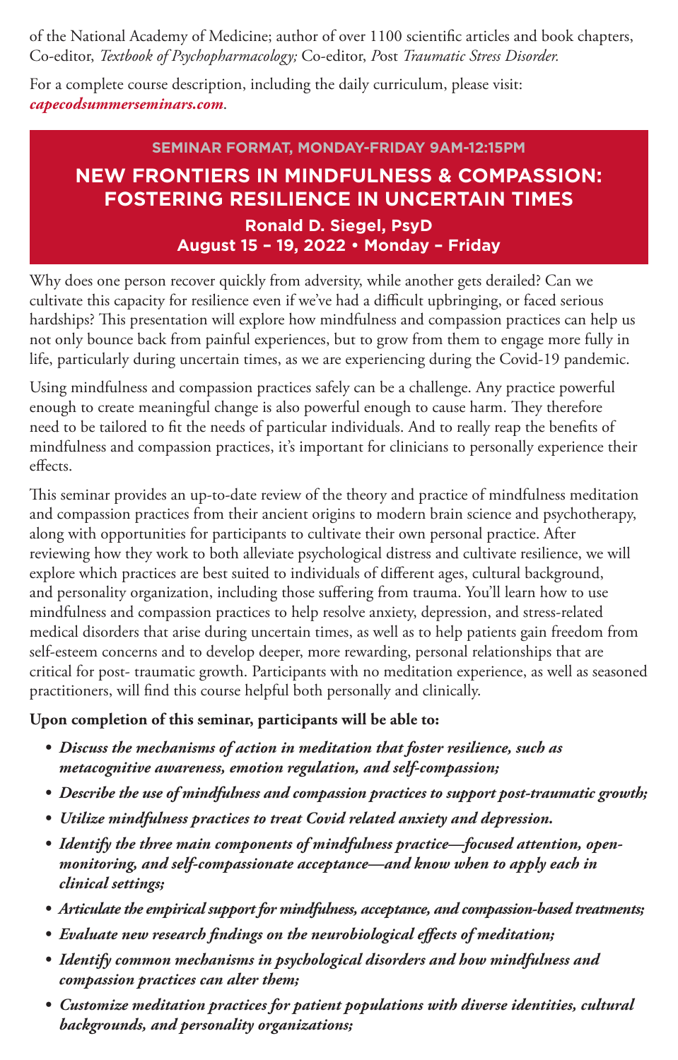of the National Academy of Medicine; author of over 1100 scientific articles and book chapters, Co-editor, *Textbook of Psychopharmacology;* Co-editor, *Post Traumatic Stress Disorder.*

For a complete course description, including the daily curriculum, please visit: ***capecodsummerseminars.com***.

**SEMINAR FORMAT, MONDAY-FRIDAY 9AM-12:15PM**

## NEW FRONTIERS IN MINDFULNESS & COMPASSION: FOSTERING RESILIENCE IN UNCERTAIN TIMES

**Ronald D. Siegel, PsyD**
**August 15 – 19, 2022 • Monday – Friday**

Why does one person recover quickly from adversity, while another gets derailed? Can we cultivate this capacity for resilience even if we've had a difficult upbringing, or faced serious hardships? This presentation will explore how mindfulness and compassion practices can help us not only bounce back from painful experiences, but to grow from them to engage more fully in life, particularly during uncertain times, as we are experiencing during the Covid-19 pandemic.

Using mindfulness and compassion practices safely can be a challenge. Any practice powerful enough to create meaningful change is also powerful enough to cause harm. They therefore need to be tailored to fit the needs of particular individuals. And to really reap the benefits of mindfulness and compassion practices, it's important for clinicians to personally experience their effects.

This seminar provides an up-to-date review of the theory and practice of mindfulness meditation and compassion practices from their ancient origins to modern brain science and psychotherapy, along with opportunities for participants to cultivate their own personal practice. After reviewing how they work to both alleviate psychological distress and cultivate resilience, we will explore which practices are best suited to individuals of different ages, cultural background, and personality organization, including those suffering from trauma. You'll learn how to use mindfulness and compassion practices to help resolve anxiety, depression, and stress-related medical disorders that arise during uncertain times, as well as to help patients gain freedom from self-esteem concerns and to develop deeper, more rewarding, personal relationships that are critical for post- traumatic growth. Participants with no meditation experience, as well as seasoned practitioners, will find this course helpful both personally and clinically.

**Upon completion of this seminar, participants will be able to:**

- ***Discuss the mechanisms of action in meditation that foster resilience, such as metacognitive awareness, emotion regulation, and self-compassion;***
- ***Describe the use of mindfulness and compassion practices to support post-traumatic growth;***
- ***Utilize mindfulness practices to treat Covid related anxiety and depression.***
- ***Identify the three main components of mindfulness practice—focused attention, open-monitoring, and self-compassionate acceptance—and know when to apply each in clinical settings;***
- ***Articulate the empirical support for mindfulness, acceptance, and compassion-based treatments;***
- ***Evaluate new research findings on the neurobiological effects of meditation;***
- ***Identify common mechanisms in psychological disorders and how mindfulness and compassion practices can alter them;***
- ***Customize meditation practices for patient populations with diverse identities, cultural backgrounds, and personality organizations;***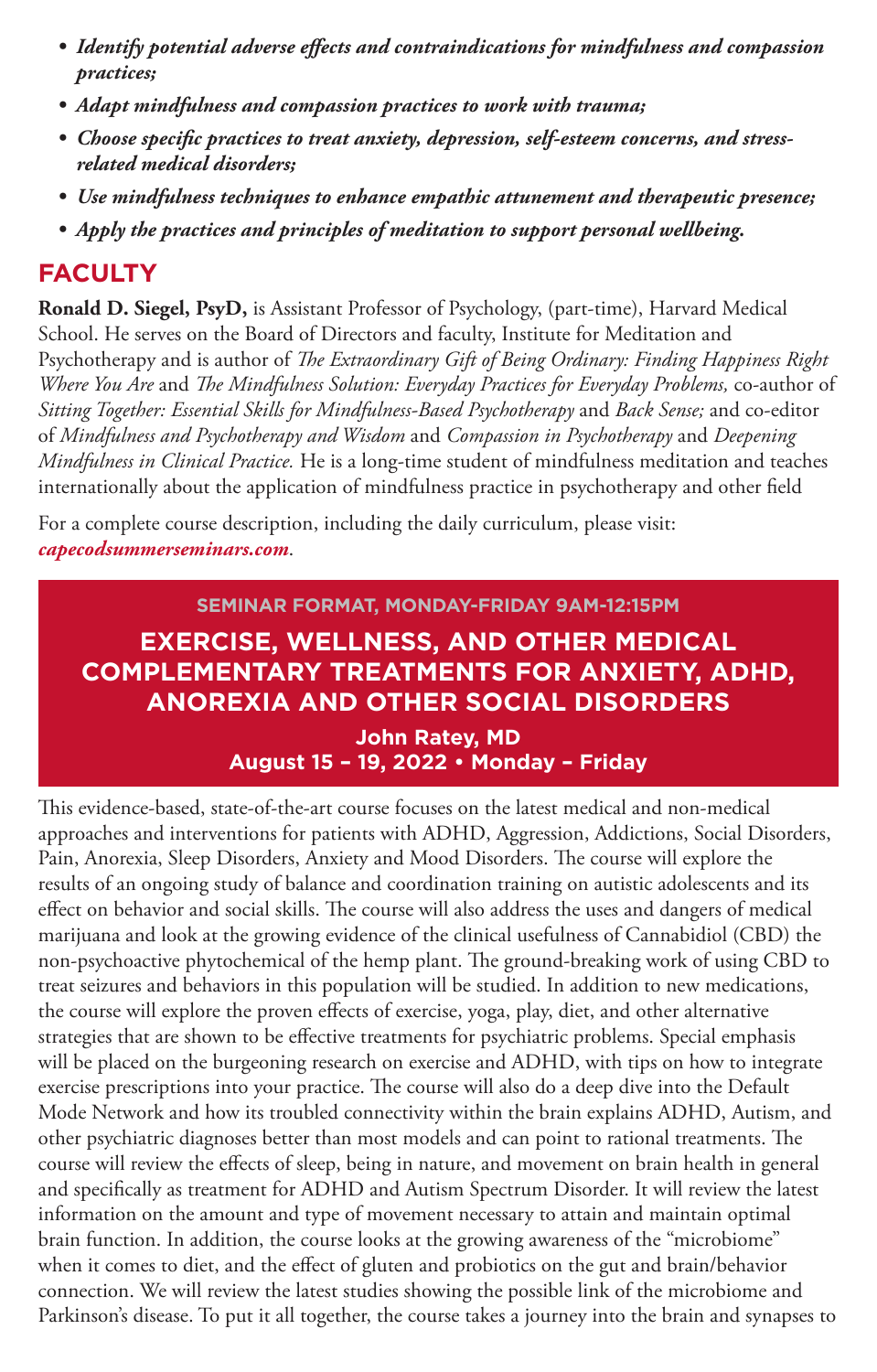- ***Identify potential adverse effects and contraindications for mindfulness and compassion practices;***
- ***Adapt mindfulness and compassion practices to work with trauma;***
- ***Choose specific practices to treat anxiety, depression, self-esteem concerns, and stress-related medical disorders;***
- ***Use mindfulness techniques to enhance empathic attunement and therapeutic presence;***
- ***Apply the practices and principles of meditation to support personal wellbeing.***

## FACULTY

**Ronald D. Siegel, PsyD,** is Assistant Professor of Psychology, (part-time), Harvard Medical School. He serves on the Board of Directors and faculty, Institute for Meditation and Psychotherapy and is author of *The Extraordinary Gift of Being Ordinary: Finding Happiness Right Where You Are* and *The Mindfulness Solution: Everyday Practices for Everyday Problems,* co-author of *Sitting Together: Essential Skills for Mindfulness-Based Psychotherapy* and *Back Sense;* and co-editor of *Mindfulness and Psychotherapy and Wisdom* and *Compassion in Psychotherapy* and *Deepening Mindfulness in Clinical Practice.* He is a long-time student of mindfulness meditation and teaches internationally about the application of mindfulness practice in psychotherapy and other field

For a complete course description, including the daily curriculum, please visit: ***capecodsummerseminars.com***.

**SEMINAR FORMAT, MONDAY-FRIDAY 9AM-12:15PM**

## EXERCISE, WELLNESS, AND OTHER MEDICAL COMPLEMENTARY TREATMENTS FOR ANXIETY, ADHD, ANOREXIA AND OTHER SOCIAL DISORDERS

**John Ratey, MD**
**August 15 – 19, 2022 • Monday – Friday**

This evidence-based, state-of-the-art course focuses on the latest medical and non-medical approaches and interventions for patients with ADHD, Aggression, Addictions, Social Disorders, Pain, Anorexia, Sleep Disorders, Anxiety and Mood Disorders. The course will explore the results of an ongoing study of balance and coordination training on autistic adolescents and its effect on behavior and social skills. The course will also address the uses and dangers of medical marijuana and look at the growing evidence of the clinical usefulness of Cannabidiol (CBD) the non-psychoactive phytochemical of the hemp plant. The ground-breaking work of using CBD to treat seizures and behaviors in this population will be studied. In addition to new medications, the course will explore the proven effects of exercise, yoga, play, diet, and other alternative strategies that are shown to be effective treatments for psychiatric problems. Special emphasis will be placed on the burgeoning research on exercise and ADHD, with tips on how to integrate exercise prescriptions into your practice. The course will also do a deep dive into the Default Mode Network and how its troubled connectivity within the brain explains ADHD, Autism, and other psychiatric diagnoses better than most models and can point to rational treatments. The course will review the effects of sleep, being in nature, and movement on brain health in general and specifically as treatment for ADHD and Autism Spectrum Disorder. It will review the latest information on the amount and type of movement necessary to attain and maintain optimal brain function. In addition, the course looks at the growing awareness of the "microbiome" when it comes to diet, and the effect of gluten and probiotics on the gut and brain/behavior connection. We will review the latest studies showing the possible link of the microbiome and Parkinson's disease. To put it all together, the course takes a journey into the brain and synapses to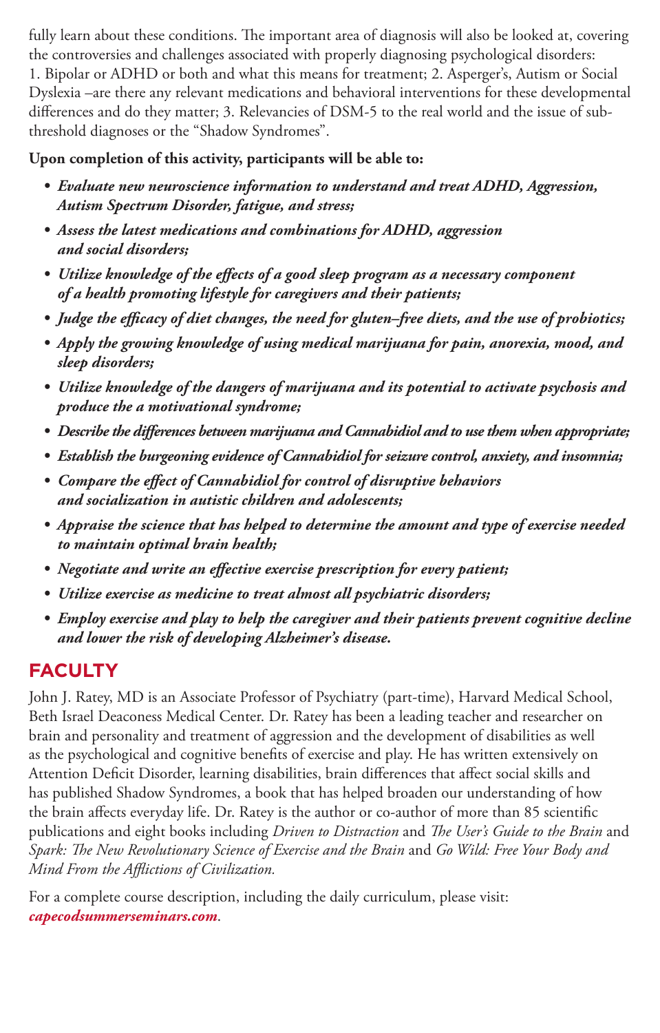fully learn about these conditions. The important area of diagnosis will also be looked at, covering the controversies and challenges associated with properly diagnosing psychological disorders: 1. Bipolar or ADHD or both and what this means for treatment; 2. Asperger's, Autism or Social Dyslexia –are there any relevant medications and behavioral interventions for these developmental differences and do they matter; 3. Relevancies of DSM-5 to the real world and the issue of sub-threshold diagnoses or the "Shadow Syndromes".

**Upon completion of this activity, participants will be able to:**

- ***Evaluate new neuroscience information to understand and treat ADHD, Aggression, Autism Spectrum Disorder, fatigue, and stress;***
- ***Assess the latest medications and combinations for ADHD, aggression and social disorders;***
- ***Utilize knowledge of the effects of a good sleep program as a necessary component of a health promoting lifestyle for caregivers and their patients;***
- ***Judge the efficacy of diet changes, the need for gluten–free diets, and the use of probiotics;***
- ***Apply the growing knowledge of using medical marijuana for pain, anorexia, mood, and sleep disorders;***
- ***Utilize knowledge of the dangers of marijuana and its potential to activate psychosis and produce the a motivational syndrome;***
- ***Describe the differences between marijuana and Cannabidiol and to use them when appropriate;***
- ***Establish the burgeoning evidence of Cannabidiol for seizure control, anxiety, and insomnia;***
- ***Compare the effect of Cannabidiol for control of disruptive behaviors and socialization in autistic children and adolescents;***
- ***Appraise the science that has helped to determine the amount and type of exercise needed to maintain optimal brain health;***
- ***Negotiate and write an effective exercise prescription for every patient;***
- ***Utilize exercise as medicine to treat almost all psychiatric disorders;***
- ***Employ exercise and play to help the caregiver and their patients prevent cognitive decline and lower the risk of developing Alzheimer's disease.***

## FACULTY

John J. Ratey, MD is an Associate Professor of Psychiatry (part-time), Harvard Medical School, Beth Israel Deaconess Medical Center. Dr. Ratey has been a leading teacher and researcher on brain and personality and treatment of aggression and the development of disabilities as well as the psychological and cognitive benefits of exercise and play. He has written extensively on Attention Deficit Disorder, learning disabilities, brain differences that affect social skills and has published Shadow Syndromes, a book that has helped broaden our understanding of how the brain affects everyday life. Dr. Ratey is the author or co-author of more than 85 scientific publications and eight books including *Driven to Distraction* and *The User's Guide to the Brain* and *Spark: The New Revolutionary Science of Exercise and the Brain* and *Go Wild: Free Your Body and Mind From the Afflictions of Civilization.*

For a complete course description, including the daily curriculum, please visit: ***capecodsummerseminars.com***.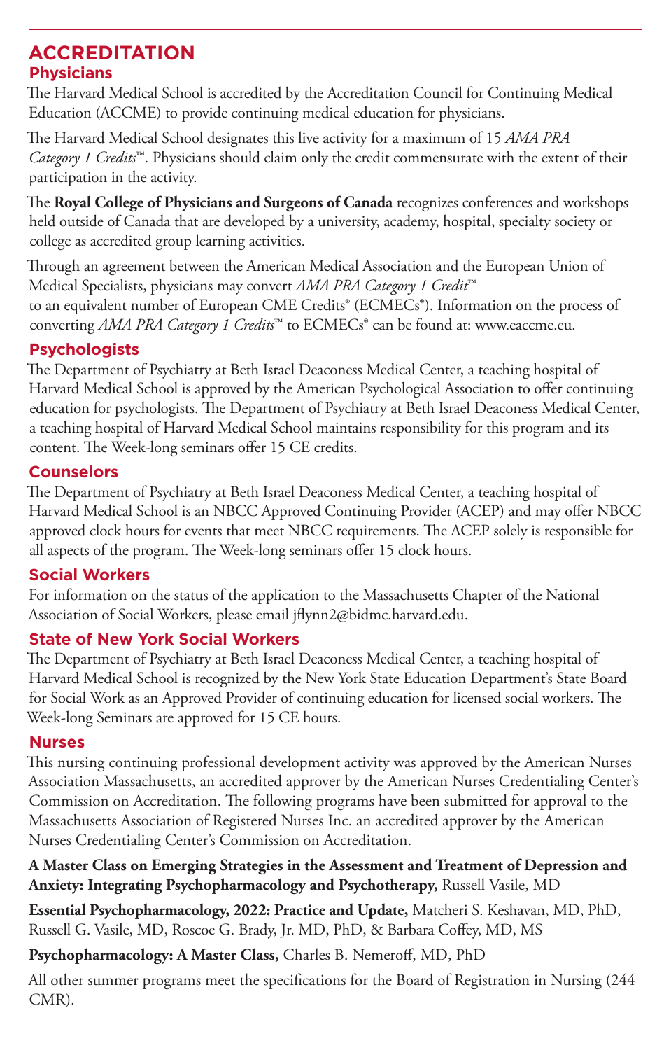## ACCREDITATION

### Physicians

The Harvard Medical School is accredited by the Accreditation Council for Continuing Medical Education (ACCME) to provide continuing medical education for physicians.

The Harvard Medical School designates this live activity for a maximum of 15 *AMA PRA Category 1 Credits*™. Physicians should claim only the credit commensurate with the extent of their participation in the activity.

The **Royal College of Physicians and Surgeons of Canada** recognizes conferences and workshops held outside of Canada that are developed by a university, academy, hospital, specialty society or college as accredited group learning activities.

Through an agreement between the American Medical Association and the European Union of Medical Specialists, physicians may convert *AMA PRA Category 1 Credit*™ to an equivalent number of European CME Credits® (ECMECs®). Information on the process of converting *AMA PRA Category 1 Credits*™ to ECMECs® can be found at: www.eaccme.eu.

### Psychologists

The Department of Psychiatry at Beth Israel Deaconess Medical Center, a teaching hospital of Harvard Medical School is approved by the American Psychological Association to offer continuing education for psychologists. The Department of Psychiatry at Beth Israel Deaconess Medical Center, a teaching hospital of Harvard Medical School maintains responsibility for this program and its content. The Week-long seminars offer 15 CE credits.

### Counselors

The Department of Psychiatry at Beth Israel Deaconess Medical Center, a teaching hospital of Harvard Medical School is an NBCC Approved Continuing Provider (ACEP) and may offer NBCC approved clock hours for events that meet NBCC requirements. The ACEP solely is responsible for all aspects of the program. The Week-long seminars offer 15 clock hours.

### Social Workers

For information on the status of the application to the Massachusetts Chapter of the National Association of Social Workers, please email jflynn2@bidmc.harvard.edu.

### State of New York Social Workers

The Department of Psychiatry at Beth Israel Deaconess Medical Center, a teaching hospital of Harvard Medical School is recognized by the New York State Education Department's State Board for Social Work as an Approved Provider of continuing education for licensed social workers. The Week-long Seminars are approved for 15 CE hours.

### Nurses

This nursing continuing professional development activity was approved by the American Nurses Association Massachusetts, an accredited approver by the American Nurses Credentialing Center's Commission on Accreditation. The following programs have been submitted for approval to the Massachusetts Association of Registered Nurses Inc. an accredited approver by the American Nurses Credentialing Center's Commission on Accreditation.

**A Master Class on Emerging Strategies in the Assessment and Treatment of Depression and Anxiety: Integrating Psychopharmacology and Psychotherapy,** Russell Vasile, MD

**Essential Psychopharmacology, 2022: Practice and Update,** Matcheri S. Keshavan, MD, PhD, Russell G. Vasile, MD, Roscoe G. Brady, Jr. MD, PhD, & Barbara Coffey, MD, MS

**Psychopharmacology: A Master Class,** Charles B. Nemeroff, MD, PhD

All other summer programs meet the specifications for the Board of Registration in Nursing (244 CMR).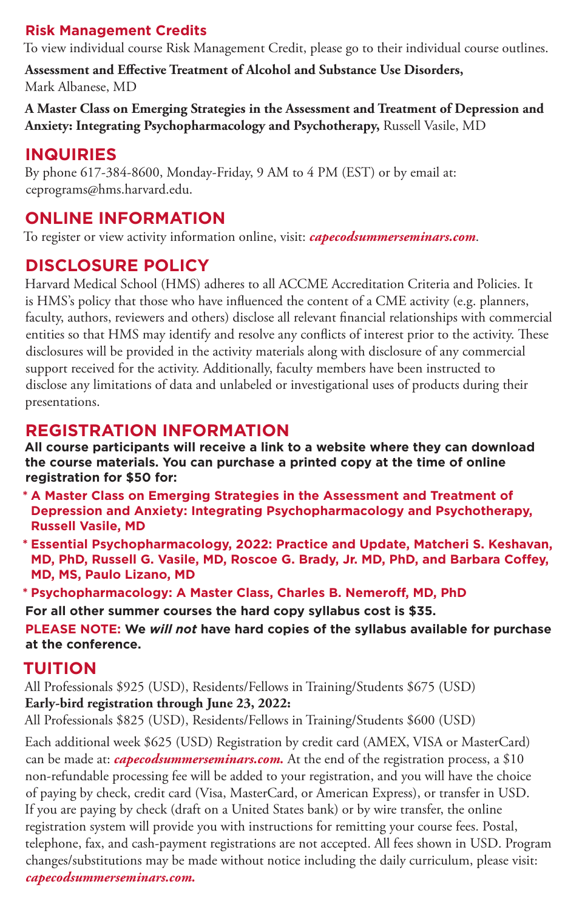## Risk Management Credits

To view individual course Risk Management Credit, please go to their individual course outlines.

**Assessment and Effective Treatment of Alcohol and Substance Use Disorders,** Mark Albanese, MD

**A Master Class on Emerging Strategies in the Assessment and Treatment of Depression and Anxiety: Integrating Psychopharmacology and Psychotherapy,** Russell Vasile, MD

## INQUIRIES

By phone 617-384-8600, Monday-Friday, 9 AM to 4 PM (EST) or by email at: ceprograms@hms.harvard.edu.

## ONLINE INFORMATION

To register or view activity information online, visit: ***capecodsummerseminars.com***.

## DISCLOSURE POLICY

Harvard Medical School (HMS) adheres to all ACCME Accreditation Criteria and Policies. It is HMS's policy that those who have influenced the content of a CME activity (e.g. planners, faculty, authors, reviewers and others) disclose all relevant financial relationships with commercial entities so that HMS may identify and resolve any conflicts of interest prior to the activity. These disclosures will be provided in the activity materials along with disclosure of any commercial support received for the activity. Additionally, faculty members have been instructed to disclose any limitations of data and unlabeled or investigational uses of products during their presentations.

## REGISTRATION INFORMATION

**All course participants will receive a link to a website where they can download the course materials. You can purchase a printed copy at the time of online registration for $50 for:**

* **A Master Class on Emerging Strategies in the Assessment and Treatment of Depression and Anxiety: Integrating Psychopharmacology and Psychotherapy, Russell Vasile, MD**
* **Essential Psychopharmacology, 2022: Practice and Update, Matcheri S. Keshavan, MD, PhD, Russell G. Vasile, MD, Roscoe G. Brady, Jr. MD, PhD, and Barbara Coffey, MD, MS, Paulo Lizano, MD**
* **Psychopharmacology: A Master Class, Charles B. Nemeroff, MD, PhD**

**For all other summer courses the hard copy syllabus cost is $35.**

**PLEASE NOTE: We *will not* have hard copies of the syllabus available for purchase at the conference.**

## TUITION

All Professionals $925 (USD), Residents/Fellows in Training/Students $675 (USD)

**Early-bird registration through June 23, 2022:**

All Professionals $825 (USD), Residents/Fellows in Training/Students $600 (USD)

Each additional week $625 (USD) Registration by credit card (AMEX, VISA or MasterCard) can be made at: ***capecodsummerseminars.com.*** At the end of the registration process, a $10 non-refundable processing fee will be added to your registration, and you will have the choice of paying by check, credit card (Visa, MasterCard, or American Express), or transfer in USD. If you are paying by check (draft on a United States bank) or by wire transfer, the online registration system will provide you with instructions for remitting your course fees. Postal, telephone, fax, and cash-payment registrations are not accepted. All fees shown in USD. Program changes/substitutions may be made without notice including the daily curriculum, please visit: ***capecodsummerseminars.com.***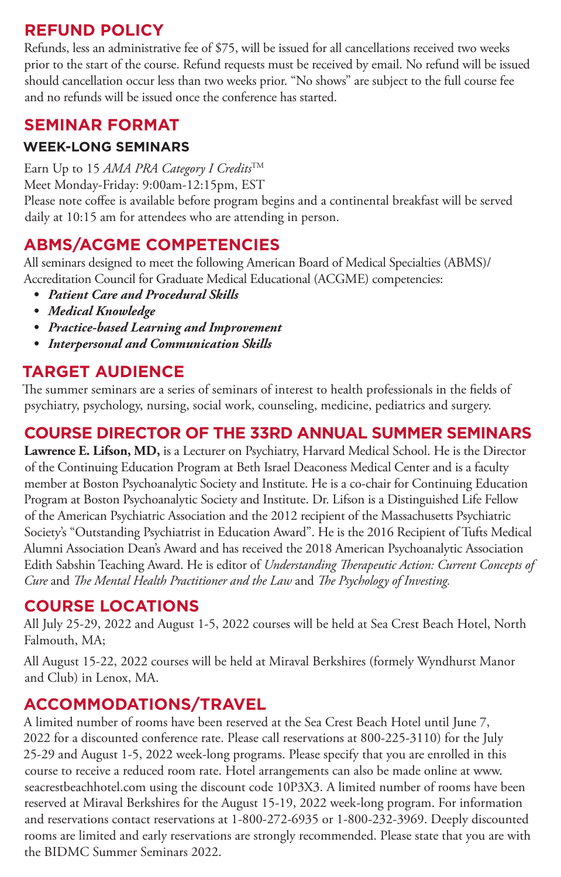## REFUND POLICY

Refunds, less an administrative fee of $75, will be issued for all cancellations received two weeks prior to the start of the course. Refund requests must be received by email. No refund will be issued should cancellation occur less than two weeks prior. "No shows" are subject to the full course fee and no refunds will be issued once the conference has started.

## SEMINAR FORMAT

### WEEK-LONG SEMINARS

Earn Up to 15 *AMA PRA Category I Credits*™
Meet Monday-Friday: 9:00am-12:15pm, EST
Please note coffee is available before program begins and a continental breakfast will be served daily at 10:15 am for attendees who are attending in person.

## ABMS/ACGME COMPETENCIES

All seminars designed to meet the following American Board of Medical Specialties (ABMS)/ Accreditation Council for Graduate Medical Educational (ACGME) competencies:

- ***Patient Care and Procedural Skills***
- ***Medical Knowledge***
- ***Practice-based Learning and Improvement***
- ***Interpersonal and Communication Skills***

## TARGET AUDIENCE

The summer seminars are a series of seminars of interest to health professionals in the fields of psychiatry, psychology, nursing, social work, counseling, medicine, pediatrics and surgery.

## COURSE DIRECTOR OF THE 33RD ANNUAL SUMMER SEMINARS

**Lawrence E. Lifson, MD,** is a Lecturer on Psychiatry, Harvard Medical School. He is the Director of the Continuing Education Program at Beth Israel Deaconess Medical Center and is a faculty member at Boston Psychoanalytic Society and Institute. He is a co-chair for Continuing Education Program at Boston Psychoanalytic Society and Institute. Dr. Lifson is a Distinguished Life Fellow of the American Psychiatric Association and the 2012 recipient of the Massachusetts Psychiatric Society's "Outstanding Psychiatrist in Education Award". He is the 2016 Recipient of Tufts Medical Alumni Association Dean's Award and has received the 2018 American Psychoanalytic Association Edith Sabshin Teaching Award. He is editor of *Understanding Therapeutic Action: Current Concepts of Cure* and *The Mental Health Practitioner and the Law* and *The Psychology of Investing.*

## COURSE LOCATIONS

All July 25-29, 2022 and August 1-5, 2022 courses will be held at Sea Crest Beach Hotel, North Falmouth, MA;

All August 15-22, 2022 courses will be held at Miraval Berkshires (formely Wyndhurst Manor and Club) in Lenox, MA.

## ACCOMMODATIONS/TRAVEL

A limited number of rooms have been reserved at the Sea Crest Beach Hotel until June 7, 2022 for a discounted conference rate. Please call reservations at 800-225-3110) for the July 25-29 and August 1-5, 2022 week-long programs. Please specify that you are enrolled in this course to receive a reduced room rate. Hotel arrangements can also be made online at www.seacrestbeachhotel.com using the discount code 10P3X3. A limited number of rooms have been reserved at Miraval Berkshires for the August 15-19, 2022 week-long program. For information and reservations contact reservations at 1-800-272-6935 or 1-800-232-3969. Deeply discounted rooms are limited and early reservations are strongly recommended. Please state that you are with the BIDMC Summer Seminars 2022.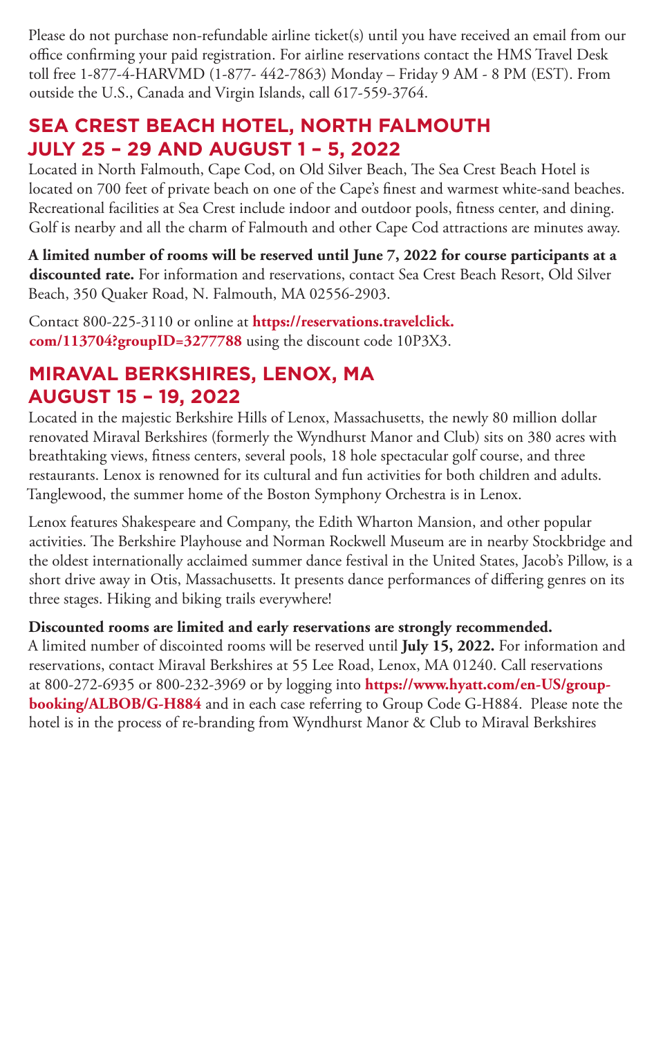Please do not purchase non-refundable airline ticket(s) until you have received an email from our office confirming your paid registration. For airline reservations contact the HMS Travel Desk toll free 1-877-4-HARVMD (1-877- 442-7863) Monday – Friday 9 AM - 8 PM (EST). From outside the U.S., Canada and Virgin Islands, call 617-559-3764.

## SEA CREST BEACH HOTEL, NORTH FALMOUTH JULY 25 – 29 AND AUGUST 1 – 5, 2022

Located in North Falmouth, Cape Cod, on Old Silver Beach, The Sea Crest Beach Hotel is located on 700 feet of private beach on one of the Cape's finest and warmest white-sand beaches. Recreational facilities at Sea Crest include indoor and outdoor pools, fitness center, and dining. Golf is nearby and all the charm of Falmouth and other Cape Cod attractions are minutes away.

**A limited number of rooms will be reserved until June 7, 2022 for course participants at a discounted rate.** For information and reservations, contact Sea Crest Beach Resort, Old Silver Beach, 350 Quaker Road, N. Falmouth, MA 02556-2903.

Contact 800-225-3110 or online at **https://reservations.travelclick.com/113704?groupID=3277788** using the discount code 10P3X3.

## MIRAVAL BERKSHIRES, LENOX, MA AUGUST 15 – 19, 2022

Located in the majestic Berkshire Hills of Lenox, Massachusetts, the newly 80 million dollar renovated Miraval Berkshires (formerly the Wyndhurst Manor and Club) sits on 380 acres with breathtaking views, fitness centers, several pools, 18 hole spectacular golf course, and three restaurants. Lenox is renowned for its cultural and fun activities for both children and adults. Tanglewood, the summer home of the Boston Symphony Orchestra is in Lenox.

Lenox features Shakespeare and Company, the Edith Wharton Mansion, and other popular activities. The Berkshire Playhouse and Norman Rockwell Museum are in nearby Stockbridge and the oldest internationally acclaimed summer dance festival in the United States, Jacob's Pillow, is a short drive away in Otis, Massachusetts. It presents dance performances of differing genres on its three stages. Hiking and biking trails everywhere!

**Discounted rooms are limited and early reservations are strongly recommended.**
A limited number of discointed rooms will be reserved until **July 15, 2022.** For information and reservations, contact Miraval Berkshires at 55 Lee Road, Lenox, MA 01240. Call reservations at 800-272-6935 or 800-232-3969 or by logging into **https://www.hyatt.com/en-US/group-booking/ALBOB/G-H884** and in each case referring to Group Code G-H884. Please note the hotel is in the process of re-branding from Wyndhurst Manor & Club to Miraval Berkshires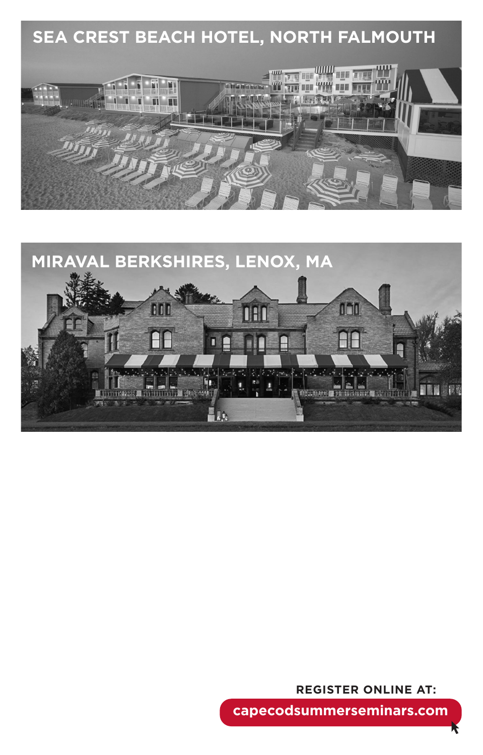SEA CREST BEACH HOTEL, NORTH FALMOUTH

MIRAVAL BERKSHIRES, LENOX, MA

**REGISTER ONLINE AT:**

**capecodsummerseminars.com**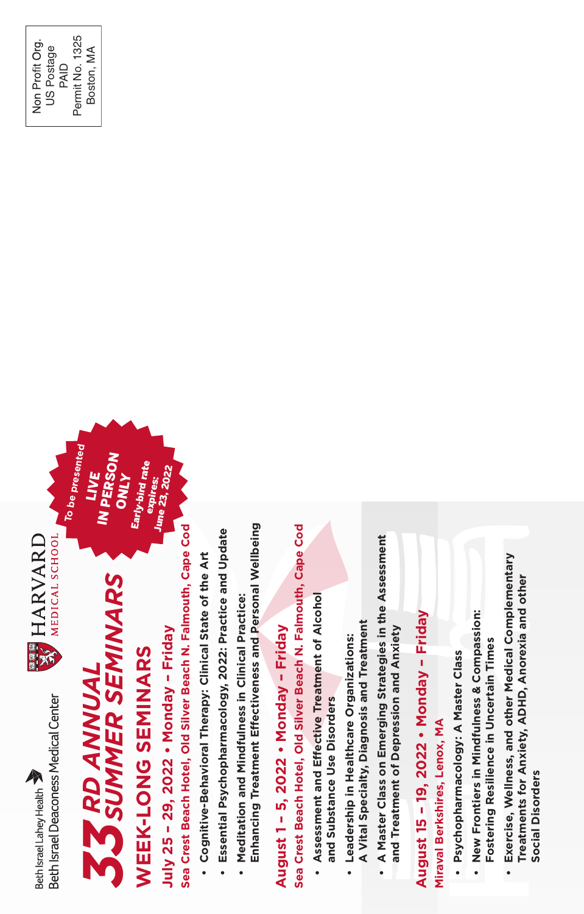Non Profit Org.
US Postage
PAID
Permit No. 1325
Boston, MA

Beth Israel Lahey Health
Beth Israel Deaconess Medical Center

HARVARD MEDICAL SCHOOL

# 33RD ANNUAL SUMMER SEMINARS

*To be presented* ***LIVE IN PERSON ONLY***
*Early-bird rate expires: June 23, 2022*

## WEEK-LONG SEMINARS

### July 25 – 29, 2022 • Monday – Friday

**Sea Crest Beach Hotel, Old Silver Beach N. Falmouth, Cape Cod**

- **Cognitive-Behavioral Therapy: Clinical State of the Art**
- **Essential Psychopharmacology, 2022: Practice and Update**
- **Meditation and Mindfulness in Clinical Practice: Enhancing Treatment Effectiveness and Personal Wellbeing**

### August 1 – 5, 2022 • Monday – Friday

**Sea Crest Beach Hotel, Old Silver Beach N. Falmouth, Cape Cod**

- **Assessment and Effective Treatment of Alcohol and Substance Use Disorders**
- **Leadership in Healthcare Organizations: A Vital Specialty, Diagnosis and Treatment**
- **A Master Class on Emerging Strategies in the Assessment and Treatment of Depression and Anxiety**

### August 15 – 19, 2022 • Monday – Friday

**Miraval Berkshires, Lenox, MA**

- **Psychopharmacology: A Master Class**
- **New Frontiers in Mindfulness & Compassion: Fostering Resilience in Uncertain Times**
- **Exercise, Wellness, and other Medical Complementary Treatments for Anxiety, ADHD, Anorexia and other Social Disorders**